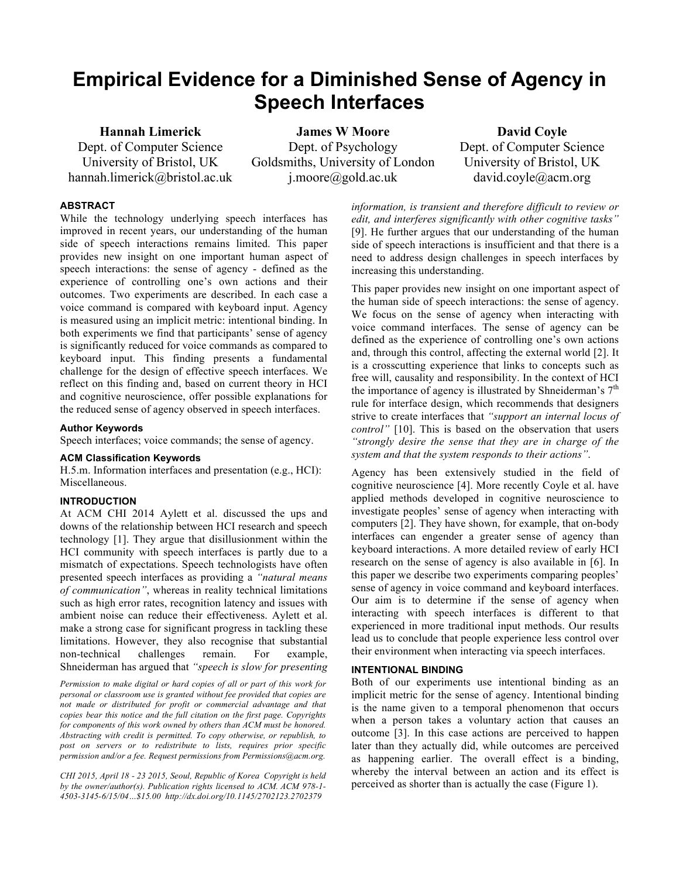# Empirical Evidence for a Diminished Sense of Agency in Speech Interfaces

**Hannah Limerick**
Dept. of Computer Science
University of Bristol, UK
hannah.limerick@bristol.ac.uk

**James W Moore**
Dept. of Psychology
Goldsmiths, University of London
j.moore@gold.ac.uk

**David Coyle**
Dept. of Computer Science
University of Bristol, UK
david.coyle@acm.org

## ABSTRACT

While the technology underlying speech interfaces has improved in recent years, our understanding of the human side of speech interactions remains limited. This paper provides new insight on one important human aspect of speech interactions: the sense of agency - defined as the experience of controlling one's own actions and their outcomes. Two experiments are described. In each case a voice command is compared with keyboard input. Agency is measured using an implicit metric: intentional binding. In both experiments we find that participants' sense of agency is significantly reduced for voice commands as compared to keyboard input. This finding presents a fundamental challenge for the design of effective speech interfaces. We reflect on this finding and, based on current theory in HCI and cognitive neuroscience, offer possible explanations for the reduced sense of agency observed in speech interfaces.

### Author Keywords

Speech interfaces; voice commands; the sense of agency.

### ACM Classification Keywords

H.5.m. Information interfaces and presentation (e.g., HCI): Miscellaneous.

## INTRODUCTION

At ACM CHI 2014 Aylett et al. discussed the ups and downs of the relationship between HCI research and speech technology [1]. They argue that disillusionment within the HCI community with speech interfaces is partly due to a mismatch of expectations. Speech technologists have often presented speech interfaces as providing a *"natural means of communication"*, whereas in reality technical limitations such as high error rates, recognition latency and issues with ambient noise can reduce their effectiveness. Aylett et al. make a strong case for significant progress in tackling these limitations. However, they also recognise that substantial non-technical challenges remain. For example, Shneiderman has argued that *"speech is slow for presenting information, is transient and therefore difficult to review or edit, and interferes significantly with other cognitive tasks"* [9]. He further argues that our understanding of the human side of speech interactions is insufficient and that there is a need to address design challenges in speech interfaces by increasing this understanding.

*Permission to make digital or hard copies of all or part of this work for personal or classroom use is granted without fee provided that copies are not made or distributed for profit or commercial advantage and that copies bear this notice and the full citation on the first page. Copyrights for components of this work owned by others than ACM must be honored. Abstracting with credit is permitted. To copy otherwise, or republish, to post on servers or to redistribute to lists, requires prior specific permission and/or a fee. Request permissions from Permissions@acm.org.*

*CHI 2015, April 18 - 23 2015, Seoul, Republic of Korea Copyright is held by the owner/author(s). Publication rights licensed to ACM. ACM 978-1-4503-3145-6/15/04…$15.00 http://dx.doi.org/10.1145/2702123.2702379*

This paper provides new insight on one important aspect of the human side of speech interactions: the sense of agency. We focus on the sense of agency when interacting with voice command interfaces. The sense of agency can be defined as the experience of controlling one's own actions and, through this control, affecting the external world [2]. It is a crosscutting experience that links to concepts such as free will, causality and responsibility. In the context of HCI the importance of agency is illustrated by Shneiderman's 7th rule for interface design, which recommends that designers strive to create interfaces that *"support an internal locus of control"* [10]. This is based on the observation that users *"strongly desire the sense that they are in charge of the system and that the system responds to their actions"*.

Agency has been extensively studied in the field of cognitive neuroscience [4]. More recently Coyle et al. have applied methods developed in cognitive neuroscience to investigate peoples' sense of agency when interacting with computers [2]. They have shown, for example, that on-body interfaces can engender a greater sense of agency than keyboard interactions. A more detailed review of early HCI research on the sense of agency is also available in [6]. In this paper we describe two experiments comparing peoples' sense of agency in voice command and keyboard interfaces. Our aim is to determine if the sense of agency when interacting with speech interfaces is different to that experienced in more traditional input methods. Our results lead us to conclude that people experience less control over their environment when interacting via speech interfaces.

## INTENTIONAL BINDING

Both of our experiments use intentional binding as an implicit metric for the sense of agency. Intentional binding is the name given to a temporal phenomenon that occurs when a person takes a voluntary action that causes an outcome [3]. In this case actions are perceived to happen later than they actually did, while outcomes are perceived as happening earlier. The overall effect is a binding, whereby the interval between an action and its effect is perceived as shorter than is actually the case (Figure 1).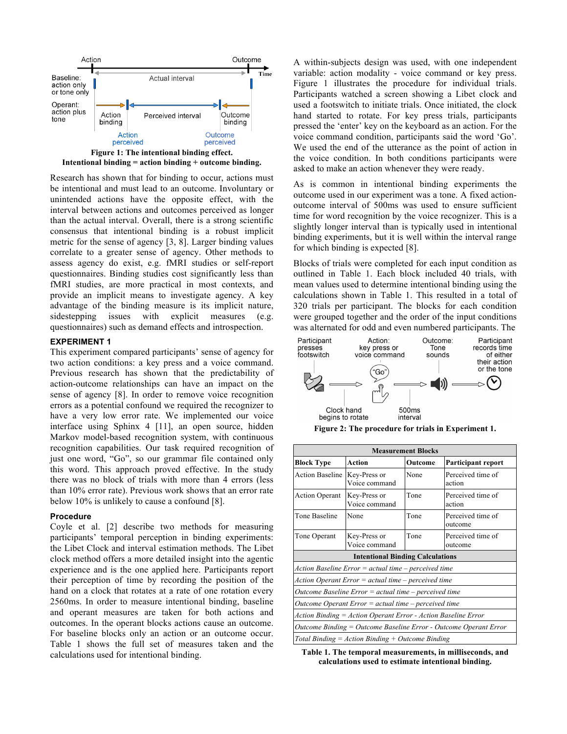Figure 1: The intentional binding effect. Intentional binding = action binding + outcome binding.

Research has shown that for binding to occur, actions must be intentional and must lead to an outcome. Involuntary or unintended actions have the opposite effect, with the interval between actions and outcomes perceived as longer than the actual interval. Overall, there is a strong scientific consensus that intentional binding is a robust implicit metric for the sense of agency [3, 8]. Larger binding values correlate to a greater sense of agency. Other methods to assess agency do exist, e.g. fMRI studies or self-report questionnaires. Binding studies cost significantly less than fMRI studies, are more practical in most contexts, and provide an implicit means to investigate agency. A key advantage of the binding measure is its implicit nature, sidestepping issues with explicit measures (e.g. questionnaires) such as demand effects and introspection.

## EXPERIMENT 1

This experiment compared participants' sense of agency for two action conditions: a key press and a voice command. Previous research has shown that the predictability of action-outcome relationships can have an impact on the sense of agency [8]. In order to remove voice recognition errors as a potential confound we required the recognizer to have a very low error rate. We implemented our voice interface using Sphinx 4 [11], an open source, hidden Markov model-based recognition system, with continuous recognition capabilities. Our task required recognition of just one word, "Go", so our grammar file contained only this word. This approach proved effective. In the study there was no block of trials with more than 4 errors (less than 10% error rate). Previous work shows that an error rate below 10% is unlikely to cause a confound [8].

### Procedure

Coyle et al. [2] describe two methods for measuring participants' temporal perception in binding experiments: the Libet Clock and interval estimation methods. The Libet clock method offers a more detailed insight into the agentic experience and is the one applied here. Participants report their perception of time by recording the position of the hand on a clock that rotates at a rate of one rotation every 2560ms. In order to measure intentional binding, baseline and operant measures are taken for both actions and outcomes. In the operant blocks actions cause an outcome. For baseline blocks only an action or an outcome occur. Table 1 shows the full set of measures taken and the calculations used for intentional binding.

A within-subjects design was used, with one independent variable: action modality - voice command or key press. Figure 1 illustrates the procedure for individual trials. Participants watched a screen showing a Libet clock and used a footswitch to initiate trials. Once initiated, the clock hand started to rotate. For key press trials, participants pressed the 'enter' key on the keyboard as an action. For the voice command condition, participants said the word 'Go'. We used the end of the utterance as the point of action in the voice condition. In both conditions participants were asked to make an action whenever they were ready.

As is common in intentional binding experiments the outcome used in our experiment was a tone. A fixed action-outcome interval of 500ms was used to ensure sufficient time for word recognition by the voice recognizer. This is a slightly longer interval than is typically used in intentional binding experiments, but it is well within the interval range for which binding is expected [8].

Blocks of trials were completed for each input condition as outlined in Table 1. Each block included 40 trials, with mean values used to determine intentional binding using the calculations shown in Table 1. This resulted in a total of 320 trials per participant. The blocks for each condition were grouped together and the order of the input conditions was alternated for odd and even numbered participants. The

Figure 2: The procedure for trials in Experiment 1.

| **Measurement Blocks** | | | |
|---|---|---|---|
| **Block Type** | **Action** | **Outcome** | **Participant report** |
| Action Baseline | Key-Press or Voice command | None | Perceived time of action |
| Action Operant | Key-Press or Voice command | Tone | Perceived time of action |
| Tone Baseline | None | Tone | Perceived time of outcome |
| Tone Operant | Key-Press or Voice command | Tone | Perceived time of outcome |
| **Intentional Binding Calculations** | | | |
| *Action Baseline Error = actual time – perceived time* | | | |
| *Action Operant Error = actual time – perceived time* | | | |
| *Outcome Baseline Error = actual time – perceived time* | | | |
| *Outcome Operant Error = actual time – perceived time* | | | |
| *Action Binding = Action Operant Error - Action Baseline Error* | | | |
| *Outcome Binding = Outcome Baseline Error - Outcome Operant Error* | | | |
| *Total Binding = Action Binding + Outcome Binding* | | | |

Table 1. The temporal measurements, in milliseconds, and calculations used to estimate intentional binding.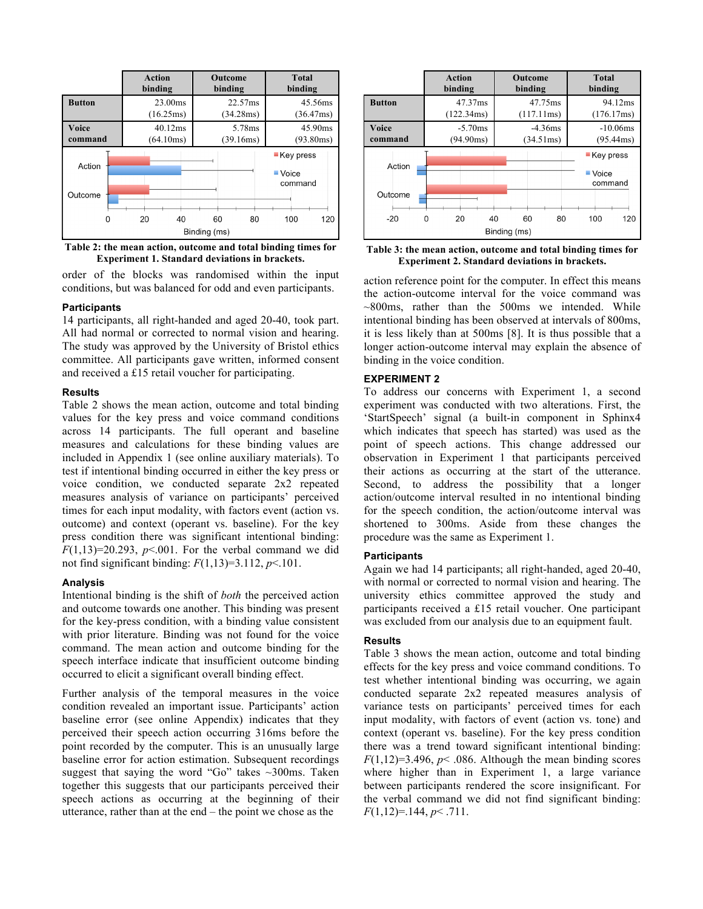|  | Action binding | Outcome binding | Total binding |
|---|---|---|---|
| **Button** | 23.00ms (16.25ms) | 22.57ms (34.28ms) | 45.56ms (36.47ms) |
| **Voice command** | 40.12ms (64.10ms) | 5.78ms (39.16ms) | 45.90ms (93.80ms) |

**Table 2: the mean action, outcome and total binding times for Experiment 1. Standard deviations in brackets.**

order of the blocks was randomised within the input conditions, but was balanced for odd and even participants.

### Participants

14 participants, all right-handed and aged 20-40, took part. All had normal or corrected to normal vision and hearing. The study was approved by the University of Bristol ethics committee. All participants gave written, informed consent and received a £15 retail voucher for participating.

### Results

Table 2 shows the mean action, outcome and total binding values for the key press and voice command conditions across 14 participants. The full operant and baseline measures and calculations for these binding values are included in Appendix 1 (see online auxiliary materials). To test if intentional binding occurred in either the key press or voice condition, we conducted separate 2x2 repeated measures analysis of variance on participants' perceived times for each input modality, with factors event (action vs. outcome) and context (operant vs. baseline). For the key press condition there was significant intentional binding: $F(1,13)=20.293$, $p<.001$. For the verbal command we did not find significant binding: $F(1,13)=3.112$, $p<.101$.

### Analysis

Intentional binding is the shift of *both* the perceived action and outcome towards one another. This binding was present for the key-press condition, with a binding value consistent with prior literature. Binding was not found for the voice command. The mean action and outcome binding for the speech interface indicate that insufficient outcome binding occurred to elicit a significant overall binding effect.

Further analysis of the temporal measures in the voice condition revealed an important issue. Participants' action baseline error (see online Appendix) indicates that they perceived their speech action occurring 316ms before the point recorded by the computer. This is an unusually large baseline error for action estimation. Subsequent recordings suggest that saying the word "Go" takes ~300ms. Taken together this suggests that our participants perceived their speech actions as occurring at the beginning of their utterance, rather than at the end – the point we chose as the action reference point for the computer. In effect this means the action-outcome interval for the voice command was ~800ms, rather than the 500ms we intended. While intentional binding has been observed at intervals of 800ms, it is less likely than at 500ms [8]. It is thus possible that a longer action-outcome interval may explain the absence of binding in the voice condition.

## EXPERIMENT 2

To address our concerns with Experiment 1, a second experiment was conducted with two alterations. First, the 'StartSpeech' signal (a built-in component in Sphinx4 which indicates that speech has started) was used as the point of speech actions. This change addressed our observation in Experiment 1 that participants perceived their actions as occurring at the start of the utterance. Second, to address the possibility that a longer action/outcome interval resulted in no intentional binding for the speech condition, the action/outcome interval was shortened to 300ms. Aside from these changes the procedure was the same as Experiment 1.

|  | Action binding | Outcome binding | Total binding |
|---|---|---|---|
| **Button** | 47.37ms (122.34ms) | 47.75ms (117.11ms) | 94.12ms (176.17ms) |
| **Voice command** | -5.70ms (94.90ms) | -4.36ms (34.51ms) | -10.06ms (95.44ms) |

**Table 3: the mean action, outcome and total binding times for Experiment 2. Standard deviations in brackets.**

### Participants

Again we had 14 participants; all right-handed, aged 20-40, with normal or corrected to normal vision and hearing. The university ethics committee approved the study and participants received a £15 retail voucher. One participant was excluded from our analysis due to an equipment fault.

### Results

Table 3 shows the mean action, outcome and total binding effects for the key press and voice command conditions. To test whether intentional binding was occurring, we again conducted separate 2x2 repeated measures analysis of variance tests on participants' perceived times for each input modality, with factors of event (action vs. tone) and context (operant vs. baseline). For the key press condition there was a trend toward significant intentional binding: $F(1,12)=3.496$, $p< .086$. Although the mean binding scores where higher than in Experiment 1, a large variance between participants rendered the score insignificant. For the verbal command we did not find significant binding: $F(1,12)=.144$, $p< .711$.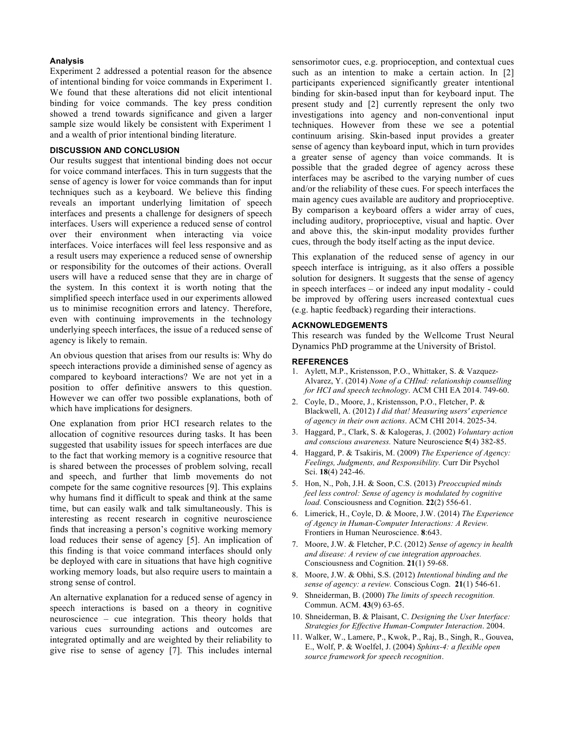### Analysis

Experiment 2 addressed a potential reason for the absence of intentional binding for voice commands in Experiment 1. We found that these alterations did not elicit intentional binding for voice commands. The key press condition showed a trend towards significance and given a larger sample size would likely be consistent with Experiment 1 and a wealth of prior intentional binding literature.

## DISCUSSION AND CONCLUSION

Our results suggest that intentional binding does not occur for voice command interfaces. This in turn suggests that the sense of agency is lower for voice commands than for input techniques such as a keyboard. We believe this finding reveals an important underlying limitation of speech interfaces and presents a challenge for designers of speech interfaces. Users will experience a reduced sense of control over their environment when interacting via voice interfaces. Voice interfaces will feel less responsive and as a result users may experience a reduced sense of ownership or responsibility for the outcomes of their actions. Overall users will have a reduced sense that they are in charge of the system. In this context it is worth noting that the simplified speech interface used in our experiments allowed us to minimise recognition errors and latency. Therefore, even with continuing improvements in the technology underlying speech interfaces, the issue of a reduced sense of agency is likely to remain.

An obvious question that arises from our results is: Why do speech interactions provide a diminished sense of agency as compared to keyboard interactions? We are not yet in a position to offer definitive answers to this question. However we can offer two possible explanations, both of which have implications for designers.

One explanation from prior HCI research relates to the allocation of cognitive resources during tasks. It has been suggested that usability issues for speech interfaces are due to the fact that working memory is a cognitive resource that is shared between the processes of problem solving, recall and speech, and further that limb movements do not compete for the same cognitive resources [9]. This explains why humans find it difficult to speak and think at the same time, but can easily walk and talk simultaneously. This is interesting as recent research in cognitive neuroscience finds that increasing a person's cognitive working memory load reduces their sense of agency [5]. An implication of this finding is that voice command interfaces should only be deployed with care in situations that have high cognitive working memory loads, but also require users to maintain a strong sense of control.

An alternative explanation for a reduced sense of agency in speech interactions is based on a theory in cognitive neuroscience – cue integration. This theory holds that various cues surrounding actions and outcomes are integrated optimally and are weighted by their reliability to give rise to sense of agency [7]. This includes internal sensorimotor cues, e.g. proprioception, and contextual cues such as an intention to make a certain action. In [2] participants experienced significantly greater intentional binding for skin-based input than for keyboard input. The present study and [2] currently represent the only two investigations into agency and non-conventional input techniques. However from these we see a potential continuum arising. Skin-based input provides a greater sense of agency than keyboard input, which in turn provides a greater sense of agency than voice commands. It is possible that the graded degree of agency across these interfaces may be ascribed to the varying number of cues and/or the reliability of these cues. For speech interfaces the main agency cues available are auditory and proprioceptive. By comparison a keyboard offers a wider array of cues, including auditory, proprioceptive, visual and haptic. Over and above this, the skin-input modality provides further cues, through the body itself acting as the input device.

This explanation of the reduced sense of agency in our speech interface is intriguing, as it also offers a possible solution for designers. It suggests that the sense of agency in speech interfaces – or indeed any input modality - could be improved by offering users increased contextual cues (e.g. haptic feedback) regarding their interactions.

## ACKNOWLEDGEMENTS

This research was funded by the Wellcome Trust Neural Dynamics PhD programme at the University of Bristol.

## REFERENCES

1. Aylett, M.P., Kristensson, P.O., Whittaker, S. & Vazquez-Alvarez, Y. (2014) *None of a CHInd: relationship counselling for HCI and speech technology*. ACM CHI EA 2014. 749-60.
2. Coyle, D., Moore, J., Kristensson, P.O., Fletcher, P. & Blackwell, A. (2012) *I did that! Measuring users' experience of agency in their own actions*. ACM CHI 2014. 2025-34.
3. Haggard, P., Clark, S. & Kalogeras, J. (2002) *Voluntary action and conscious awareness.* Nature Neuroscience **5**(4) 382-85.
4. Haggard, P. & Tsakiris, M. (2009) *The Experience of Agency: Feelings, Judgments, and Responsibility.* Curr Dir Psychol Sci. **18**(4) 242-46.
5. Hon, N., Poh, J.H. & Soon, C.S. (2013) *Preoccupied minds feel less control: Sense of agency is modulated by cognitive load.* Consciousness and Cognition. **22**(2) 556-61.
6. Limerick, H., Coyle, D. & Moore, J.W. (2014) *The Experience of Agency in Human-Computer Interactions: A Review.* Frontiers in Human Neuroscience. **8**:643.
7. Moore, J.W. & Fletcher, P.C. (2012) *Sense of agency in health and disease: A review of cue integration approaches.* Consciousness and Cognition. **21**(1) 59-68.
8. Moore, J.W. & Obhi, S.S. (2012) *Intentional binding and the sense of agency: a review.* Conscious Cogn. **21**(1) 546-61.
9. Shneiderman, B. (2000) *The limits of speech recognition.* Commun. ACM. **43**(9) 63-65.
10. Shneiderman, B. & Plaisant, C. *Designing the User Interface: Strategies for Effective Human-Computer Interaction*. 2004.
11. Walker, W., Lamere, P., Kwok, P., Raj, B., Singh, R., Gouvea, E., Wolf, P. & Woelfel, J. (2004) *Sphinx-4: a flexible open source framework for speech recognition*.